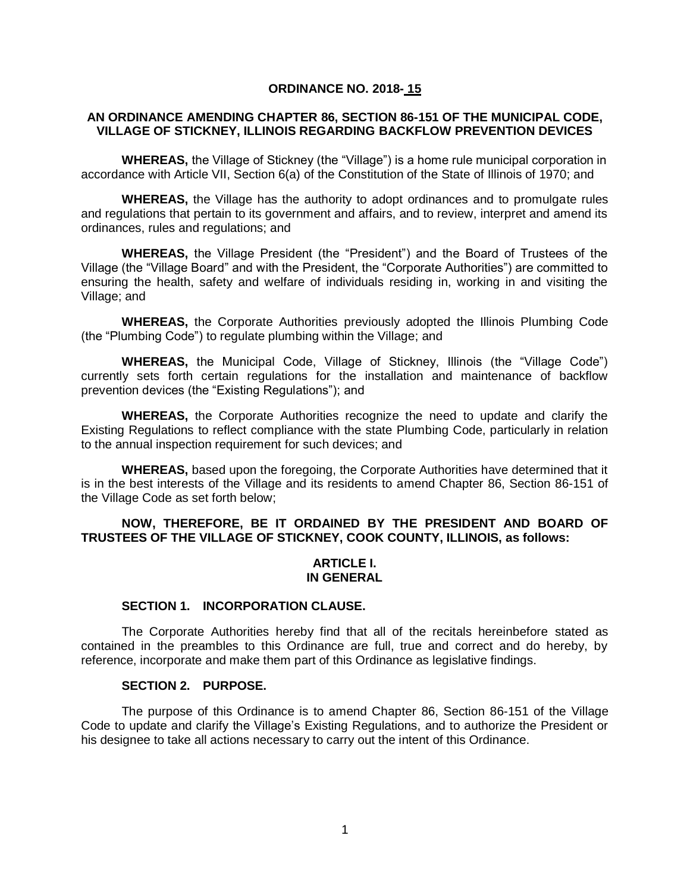# ORDINANCE NO. 2018- 15

## AN ORDINANCE AMENDING CHAPTER 86, SECTION 86-151 OF THE MUNICIPAL CODE, VILLAGE OF STICKNEY, ILLINOIS REGARDING BACKFLOW PREVENTION DEVICES

**WHEREAS,** the Village of Stickney (the "Village") is a home rule municipal corporation in accordance with Article VII, Section 6(a) of the Constitution of the State of Illinois of 1970; and

**WHEREAS,** the Village has the authority to adopt ordinances and to promulgate rules and regulations that pertain to its government and affairs, and to review, interpret and amend its ordinances, rules and regulations; and

**WHEREAS,** the Village President (the "President") and the Board of Trustees of the Village (the "Village Board" and with the President, the "Corporate Authorities") are committed to ensuring the health, safety and welfare of individuals residing in, working in and visiting the Village; and

**WHEREAS,** the Corporate Authorities previously adopted the Illinois Plumbing Code (the "Plumbing Code") to regulate plumbing within the Village; and

**WHEREAS,** the Municipal Code, Village of Stickney, Illinois (the "Village Code") currently sets forth certain regulations for the installation and maintenance of backflow prevention devices (the "Existing Regulations"); and

**WHEREAS,** the Corporate Authorities recognize the need to update and clarify the Existing Regulations to reflect compliance with the state Plumbing Code, particularly in relation to the annual inspection requirement for such devices; and

**WHEREAS,** based upon the foregoing, the Corporate Authorities have determined that it is in the best interests of the Village and its residents to amend Chapter 86, Section 86-151 of the Village Code as set forth below;

**NOW, THEREFORE, BE IT ORDAINED BY THE PRESIDENT AND BOARD OF TRUSTEES OF THE VILLAGE OF STICKNEY, COOK COUNTY, ILLINOIS, as follows:**

### ARTICLE I.
### IN GENERAL

#### SECTION 1. INCORPORATION CLAUSE.

The Corporate Authorities hereby find that all of the recitals hereinbefore stated as contained in the preambles to this Ordinance are full, true and correct and do hereby, by reference, incorporate and make them part of this Ordinance as legislative findings.

#### SECTION 2. PURPOSE.

The purpose of this Ordinance is to amend Chapter 86, Section 86-151 of the Village Code to update and clarify the Village's Existing Regulations, and to authorize the President or his designee to take all actions necessary to carry out the intent of this Ordinance.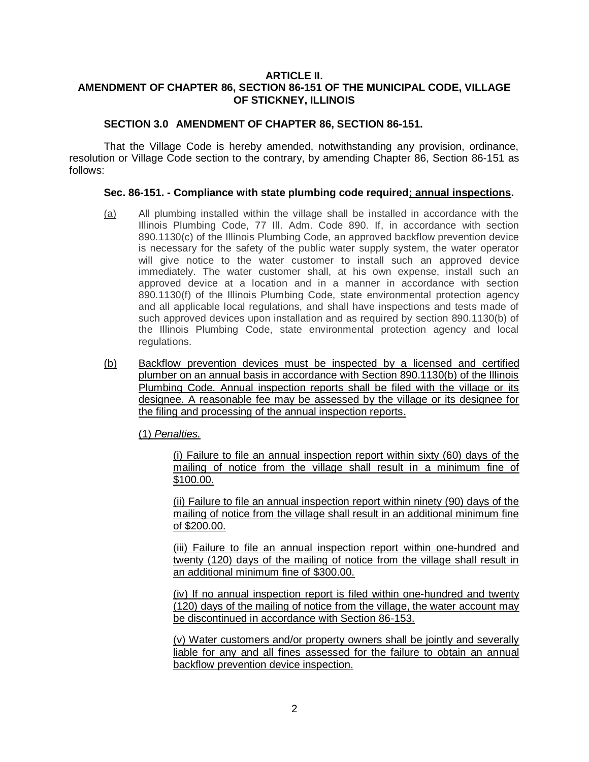**ARTICLE II.**
**AMENDMENT OF CHAPTER 86, SECTION 86-151 OF THE MUNICIPAL CODE, VILLAGE OF STICKNEY, ILLINOIS**

**SECTION 3.0 AMENDMENT OF CHAPTER 86, SECTION 86-151.**

That the Village Code is hereby amended, notwithstanding any provision, ordinance, resolution or Village Code section to the contrary, by amending Chapter 86, Section 86-151 as follows:

**Sec. 86-151. - Compliance with state plumbing code required; annual inspections.**

(a) All plumbing installed within the village shall be installed in accordance with the Illinois Plumbing Code, 77 Ill. Adm. Code 890. If, in accordance with section 890.1130(c) of the Illinois Plumbing Code, an approved backflow prevention device is necessary for the safety of the public water supply system, the water operator will give notice to the water customer to install such an approved device immediately. The water customer shall, at his own expense, install such an approved device at a location and in a manner in accordance with section 890.1130(f) of the Illinois Plumbing Code, state environmental protection agency and all applicable local regulations, and shall have inspections and tests made of such approved devices upon installation and as required by section 890.1130(b) of the Illinois Plumbing Code, state environmental protection agency and local regulations.

(b) Backflow prevention devices must be inspected by a licensed and certified plumber on an annual basis in accordance with Section 890.1130(b) of the Illinois Plumbing Code. Annual inspection reports shall be filed with the village or its designee. A reasonable fee may be assessed by the village or its designee for the filing and processing of the annual inspection reports.

(1) *Penalties.*

(i) Failure to file an annual inspection report within sixty (60) days of the mailing of notice from the village shall result in a minimum fine of $100.00.

(ii) Failure to file an annual inspection report within ninety (90) days of the mailing of notice from the village shall result in an additional minimum fine of $200.00.

(iii) Failure to file an annual inspection report within one-hundred and twenty (120) days of the mailing of notice from the village shall result in an additional minimum fine of $300.00.

(iv) If no annual inspection report is filed within one-hundred and twenty (120) days of the mailing of notice from the village, the water account may be discontinued in accordance with Section 86-153.

(v) Water customers and/or property owners shall be jointly and severally liable for any and all fines assessed for the failure to obtain an annual backflow prevention device inspection.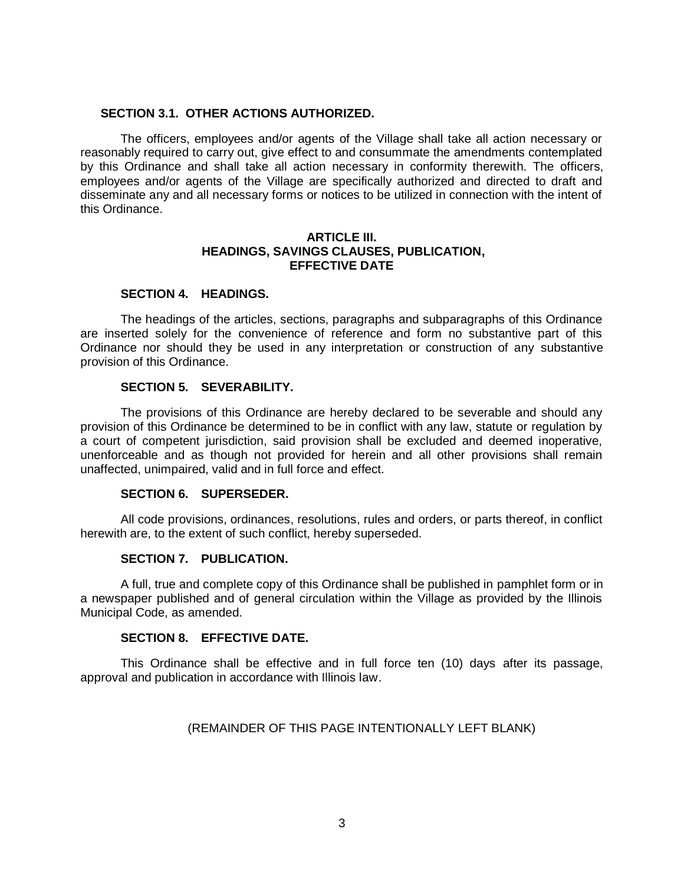**SECTION 3.1. OTHER ACTIONS AUTHORIZED.**

The officers, employees and/or agents of the Village shall take all action necessary or reasonably required to carry out, give effect to and consummate the amendments contemplated by this Ordinance and shall take all action necessary in conformity therewith. The officers, employees and/or agents of the Village are specifically authorized and directed to draft and disseminate any and all necessary forms or notices to be utilized in connection with the intent of this Ordinance.

## ARTICLE III.
## HEADINGS, SAVINGS CLAUSES, PUBLICATION, EFFECTIVE DATE

**SECTION 4. HEADINGS.**

The headings of the articles, sections, paragraphs and subparagraphs of this Ordinance are inserted solely for the convenience of reference and form no substantive part of this Ordinance nor should they be used in any interpretation or construction of any substantive provision of this Ordinance.

**SECTION 5. SEVERABILITY.**

The provisions of this Ordinance are hereby declared to be severable and should any provision of this Ordinance be determined to be in conflict with any law, statute or regulation by a court of competent jurisdiction, said provision shall be excluded and deemed inoperative, unenforceable and as though not provided for herein and all other provisions shall remain unaffected, unimpaired, valid and in full force and effect.

**SECTION 6. SUPERSEDER.**

All code provisions, ordinances, resolutions, rules and orders, or parts thereof, in conflict herewith are, to the extent of such conflict, hereby superseded.

**SECTION 7. PUBLICATION.**

A full, true and complete copy of this Ordinance shall be published in pamphlet form or in a newspaper published and of general circulation within the Village as provided by the Illinois Municipal Code, as amended.

**SECTION 8. EFFECTIVE DATE.**

This Ordinance shall be effective and in full force ten (10) days after its passage, approval and publication in accordance with Illinois law.

(REMAINDER OF THIS PAGE INTENTIONALLY LEFT BLANK)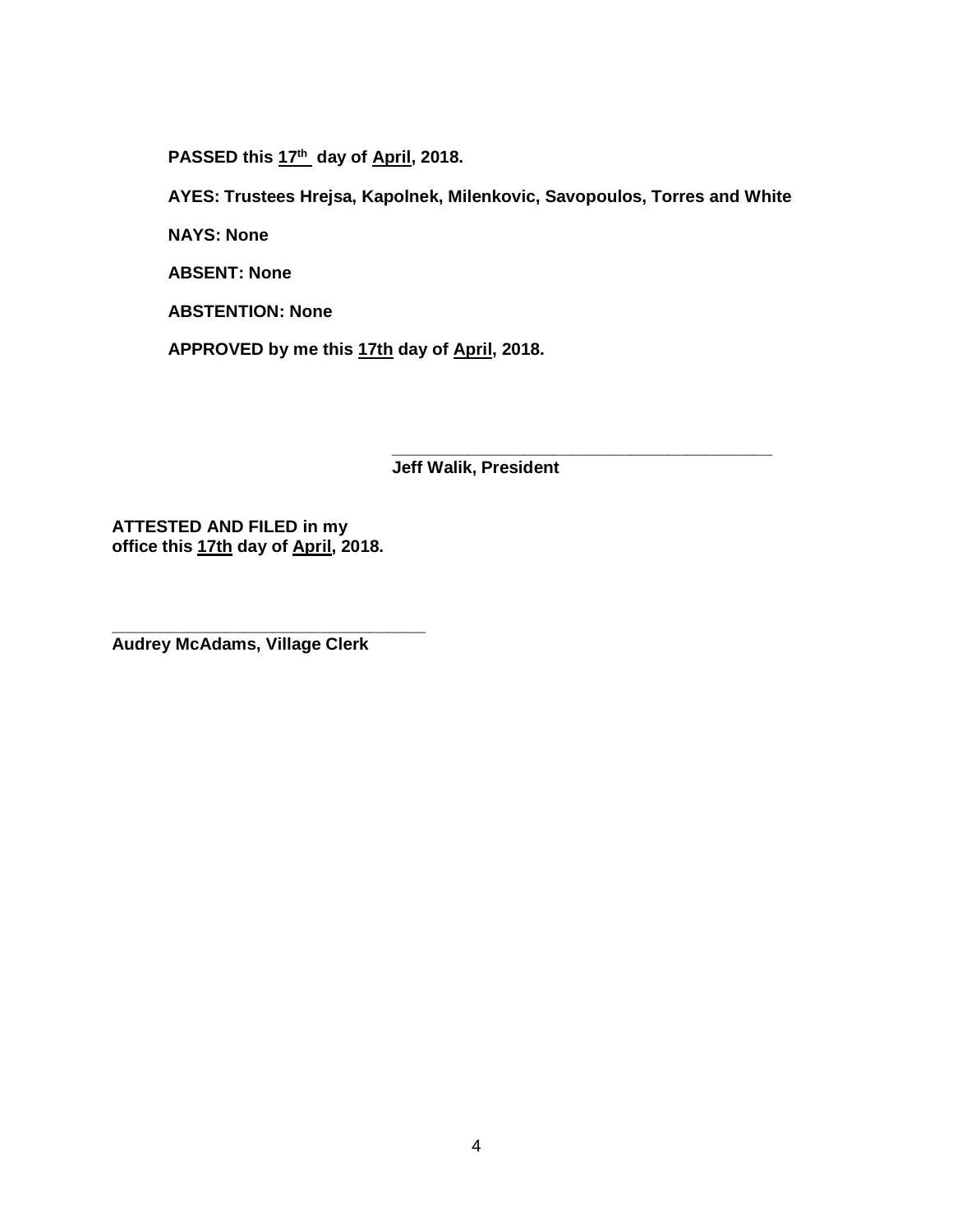**PASSED this 17th day of April, 2018.**

**AYES: Trustees Hrejsa, Kapolnek, Milenkovic, Savopoulos, Torres and White**

**NAYS: None**

**ABSENT: None**

**ABSTENTION: None**

**APPROVED by me this 17th day of April, 2018.**

\_\_\_\_\_\_\_\_\_\_\_\_\_\_\_\_\_\_\_\_\_\_\_\_\_\_\_\_\_\_\_\_\_\_\_\_\_\_\_\_
**Jeff Walik, President**

**ATTESTED AND FILED in my office this 17th day of April, 2018.**

\_\_\_\_\_\_\_\_\_\_\_\_\_\_\_\_\_\_\_\_\_\_\_\_\_\_\_\_\_\_\_\_\_\_\_\_
**Audrey McAdams, Village Clerk**